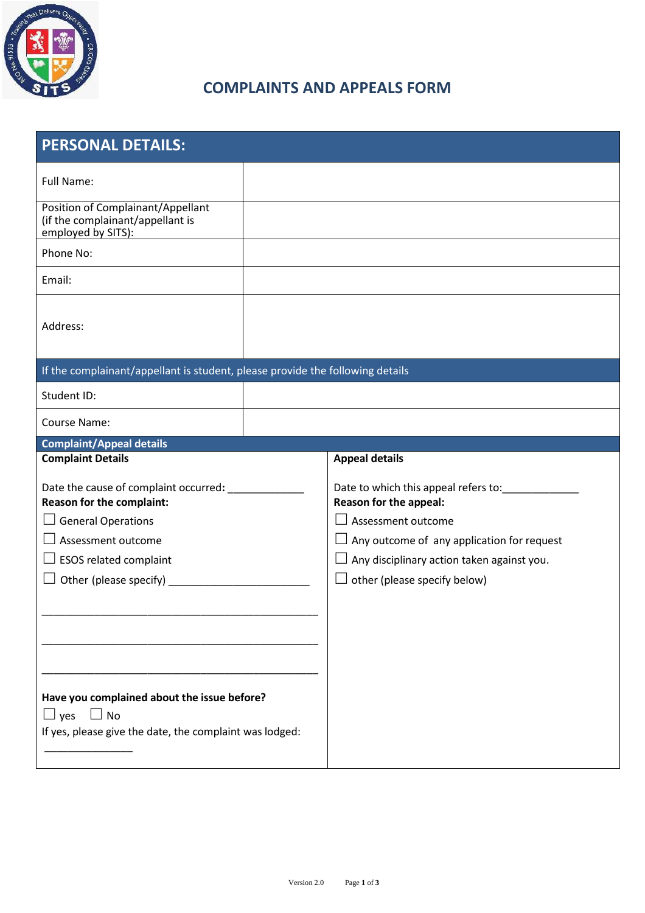# COMPLAINTS AND APPEALS FORM

| PERSONAL DETAILS: | |
|---|---|
| Full Name: | |
| Position of Complainant/Appellant (if the complainant/appellant is employed by SITS): | |
| Phone No: | |
| Email: | |
| Address: | |
| If the complainant/appellant is student, please provide the following details | |
| Student ID: | |
| Course Name: | |

## Complaint/Appeal details

**Complaint Details**

Date the cause of complaint occurred**:** _____________

**Reason for the complaint:**

☐ General Operations

☐ Assessment outcome

☐ ESOS related complaint

☐ Other (please specify) ________________________

_________________________________________________

_________________________________________________

_________________________________________________

**Have you complained about the issue before?**

☐ yes ☐ No

If yes, please give the date, the complaint was lodged:

_______________

**Appeal details**

Date to which this appeal refers to:_____________

**Reason for the appeal:**

☐ Assessment outcome

☐ Any outcome of any application for request

☐ Any disciplinary action taken against you.

☐ other (please specify below)

Version 2.0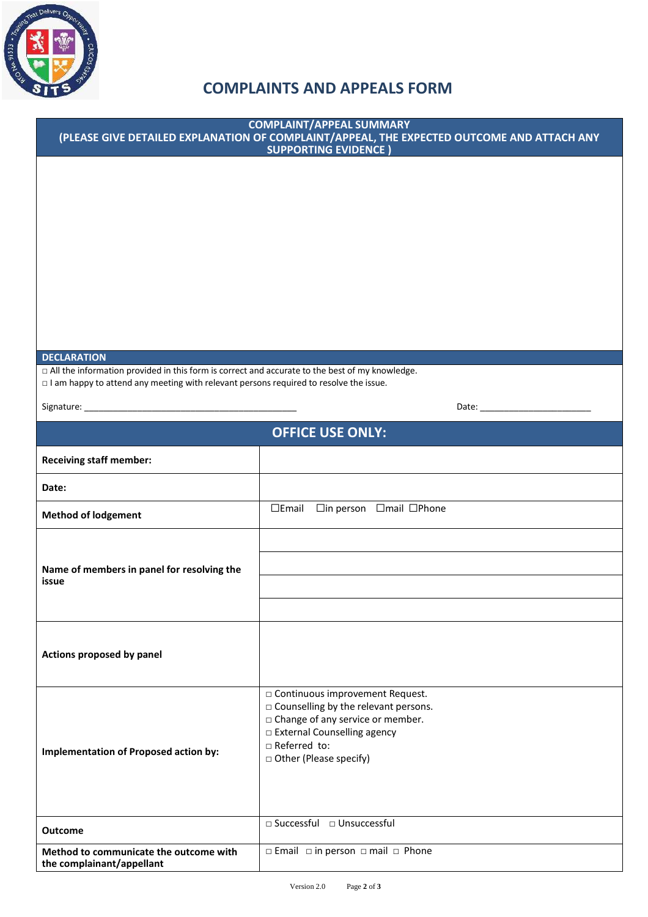# COMPLAINTS AND APPEALS FORM

**COMPLAINT/APPEAL SUMMARY**
**(PLEASE GIVE DETAILED EXPLANATION OF COMPLAINT/APPEAL, THE EXPECTED OUTCOME AND ATTACH ANY SUPPORTING EVIDENCE )**

**DECLARATION**

□ All the information provided in this form is correct and accurate to the best of my knowledge.
□ I am happy to attend any meeting with relevant persons required to resolve the issue.

Signature: _______________________________________________ Date: ________________________

## OFFICE USE ONLY:

| | |
|---|---|
| **Receiving staff member:** | |
| **Date:** | |
| **Method of lodgement** | ☐Email ☐in person ☐mail ☐Phone |
| **Name of members in panel for resolving the issue** | |
| | |
| | |
| | |
| **Actions proposed by panel** | |
| **Implementation of Proposed action by:** | □ Continuous improvement Request.<br>□ Counselling by the relevant persons.<br>□ Change of any service or member.<br>□ External Counselling agency<br>□ Referred to:<br>□ Other (Please specify) |
| **Outcome** | □ Successful □ Unsuccessful |
| **Method to communicate the outcome with the complainant/appellant** | □ Email □ in person □ mail □ Phone |

Version 2.0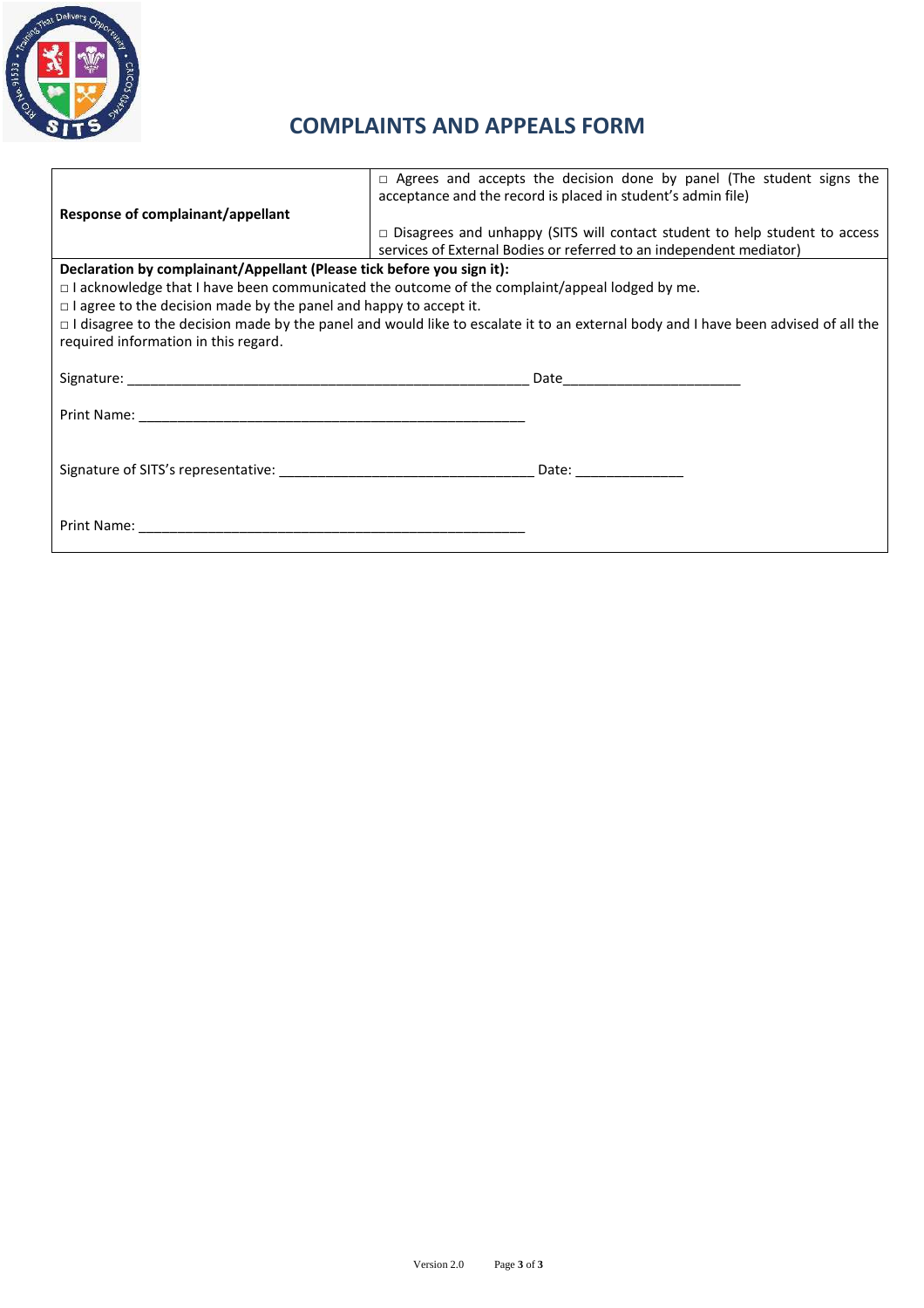# COMPLAINTS AND APPEALS FORM

| | |
|---|---|
| **Response of complainant/appellant** | □ Agrees and accepts the decision done by panel (The student signs the acceptance and the record is placed in student's admin file)<br><br>□ Disagrees and unhappy (SITS will contact student to help student to access services of External Bodies or referred to an independent mediator) |

**Declaration by complainant/Appellant (Please tick before you sign it):**

□ I acknowledge that I have been communicated the outcome of the complaint/appeal lodged by me.

□ I agree to the decision made by the panel and happy to accept it.

□ I disagree to the decision made by the panel and would like to escalate it to an external body and I have been advised of all the required information in this regard.

Signature: ____________________________________________________ Date______________________

Print Name: ____________________________________________________

Signature of SITS's representative: _________________________________ Date: ______________

Print Name: ____________________________________________________